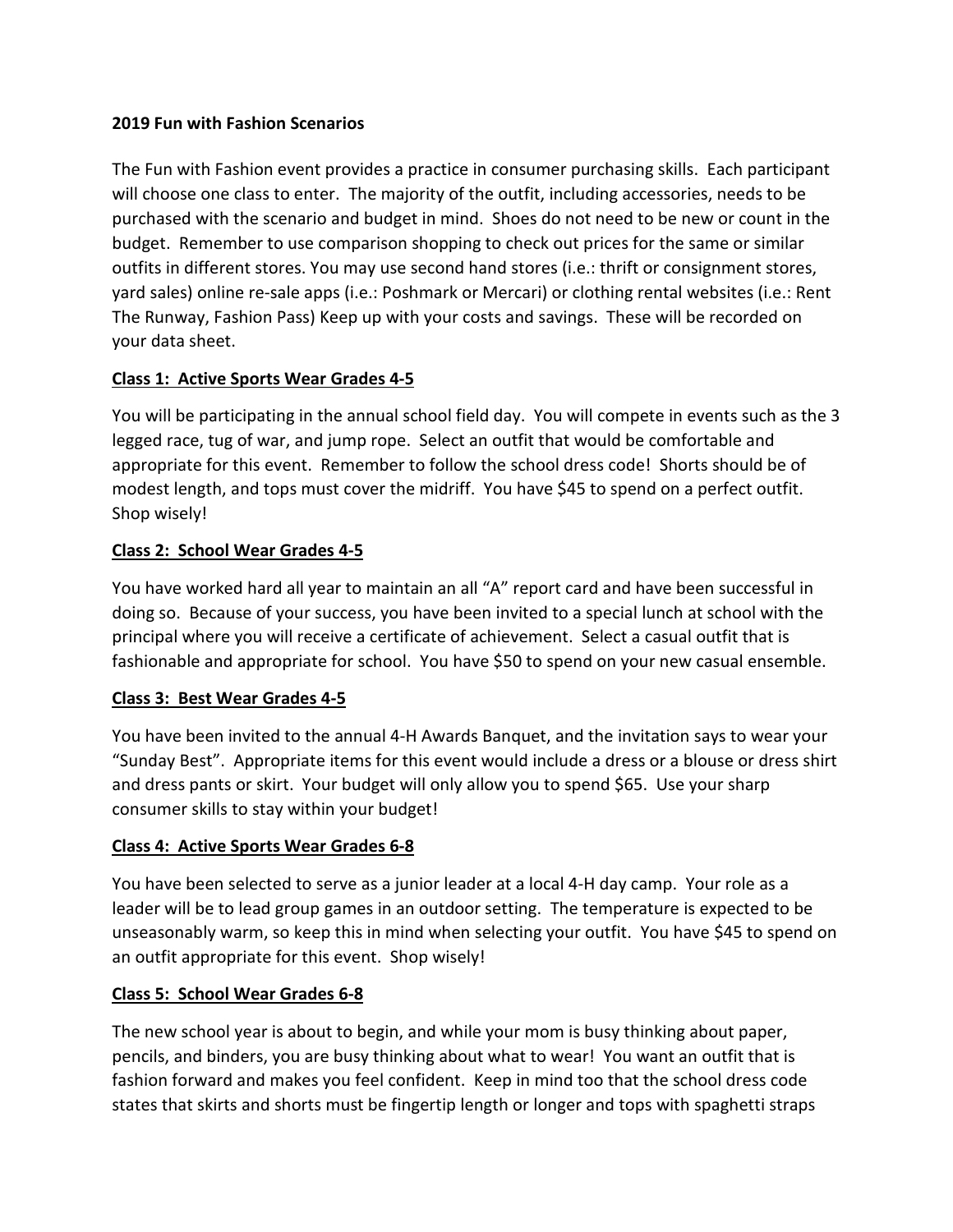**2019 Fun with Fashion Scenarios**

The Fun with Fashion event provides a practice in consumer purchasing skills. Each participant will choose one class to enter. The majority of the outfit, including accessories, needs to be purchased with the scenario and budget in mind. Shoes do not need to be new or count in the budget. Remember to use comparison shopping to check out prices for the same or similar outfits in different stores. You may use second hand stores (i.e.: thrift or consignment stores, yard sales) online re-sale apps (i.e.: Poshmark or Mercari) or clothing rental websites (i.e.: Rent The Runway, Fashion Pass) Keep up with your costs and savings. These will be recorded on your data sheet.

**Class 1: Active Sports Wear Grades 4-5**

You will be participating in the annual school field day. You will compete in events such as the 3 legged race, tug of war, and jump rope. Select an outfit that would be comfortable and appropriate for this event. Remember to follow the school dress code! Shorts should be of modest length, and tops must cover the midriff. You have $45 to spend on a perfect outfit. Shop wisely!

**Class 2: School Wear Grades 4-5**

You have worked hard all year to maintain an all "A" report card and have been successful in doing so. Because of your success, you have been invited to a special lunch at school with the principal where you will receive a certificate of achievement. Select a casual outfit that is fashionable and appropriate for school. You have $50 to spend on your new casual ensemble.

**Class 3: Best Wear Grades 4-5**

You have been invited to the annual 4-H Awards Banquet, and the invitation says to wear your "Sunday Best". Appropriate items for this event would include a dress or a blouse or dress shirt and dress pants or skirt. Your budget will only allow you to spend $65. Use your sharp consumer skills to stay within your budget!

**Class 4: Active Sports Wear Grades 6-8**

You have been selected to serve as a junior leader at a local 4-H day camp. Your role as a leader will be to lead group games in an outdoor setting. The temperature is expected to be unseasonably warm, so keep this in mind when selecting your outfit. You have $45 to spend on an outfit appropriate for this event. Shop wisely!

**Class 5: School Wear Grades 6-8**

The new school year is about to begin, and while your mom is busy thinking about paper, pencils, and binders, you are busy thinking about what to wear! You want an outfit that is fashion forward and makes you feel confident. Keep in mind too that the school dress code states that skirts and shorts must be fingertip length or longer and tops with spaghetti straps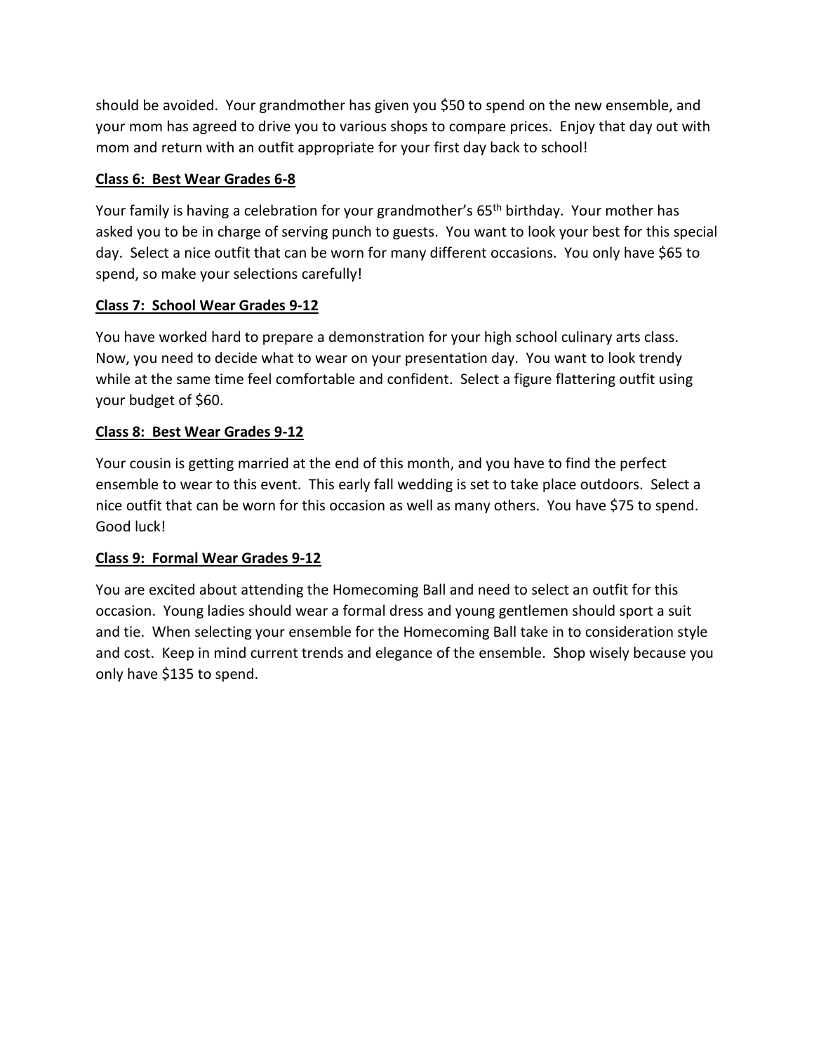should be avoided. Your grandmother has given you $50 to spend on the new ensemble, and your mom has agreed to drive you to various shops to compare prices. Enjoy that day out with mom and return with an outfit appropriate for your first day back to school!

**Class 6: Best Wear Grades 6-8**

Your family is having a celebration for your grandmother's 65th birthday. Your mother has asked you to be in charge of serving punch to guests. You want to look your best for this special day. Select a nice outfit that can be worn for many different occasions. You only have $65 to spend, so make your selections carefully!

**Class 7: School Wear Grades 9-12**

You have worked hard to prepare a demonstration for your high school culinary arts class. Now, you need to decide what to wear on your presentation day. You want to look trendy while at the same time feel comfortable and confident. Select a figure flattering outfit using your budget of $60.

**Class 8: Best Wear Grades 9-12**

Your cousin is getting married at the end of this month, and you have to find the perfect ensemble to wear to this event. This early fall wedding is set to take place outdoors. Select a nice outfit that can be worn for this occasion as well as many others. You have $75 to spend. Good luck!

**Class 9: Formal Wear Grades 9-12**

You are excited about attending the Homecoming Ball and need to select an outfit for this occasion. Young ladies should wear a formal dress and young gentlemen should sport a suit and tie. When selecting your ensemble for the Homecoming Ball take in to consideration style and cost. Keep in mind current trends and elegance of the ensemble. Shop wisely because you only have $135 to spend.